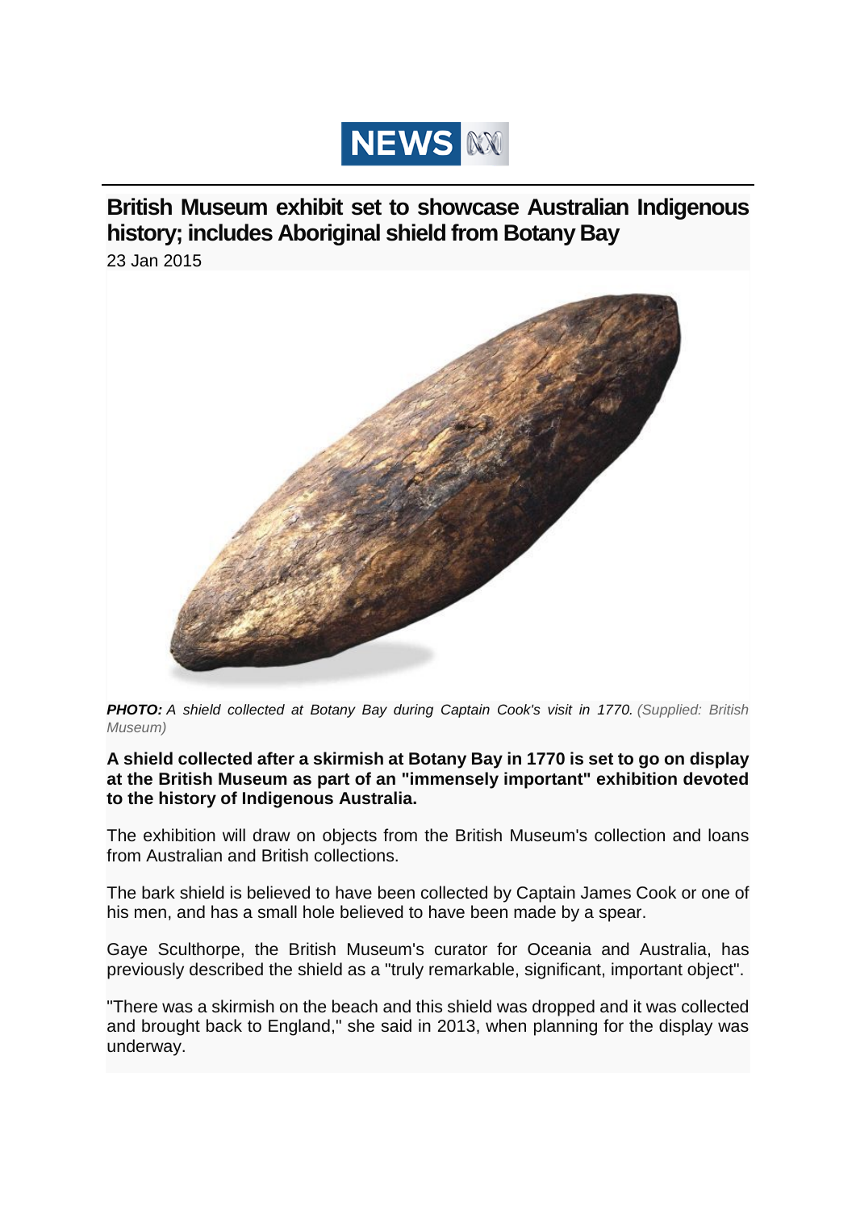# British Museum exhibit set to showcase Australian Indigenous history; includes Aboriginal shield from Botany Bay

23 Jan 2015

***PHOTO:*** *A shield collected at Botany Bay during Captain Cook's visit in 1770. (Supplied: British Museum)*

**A shield collected after a skirmish at Botany Bay in 1770 is set to go on display at the British Museum as part of an "immensely important" exhibition devoted to the history of Indigenous Australia.**

The exhibition will draw on objects from the British Museum's collection and loans from Australian and British collections.

The bark shield is believed to have been collected by Captain James Cook or one of his men, and has a small hole believed to have been made by a spear.

Gaye Sculthorpe, the British Museum's curator for Oceania and Australia, has previously described the shield as a "truly remarkable, significant, important object".

"There was a skirmish on the beach and this shield was dropped and it was collected and brought back to England," she said in 2013, when planning for the display was underway.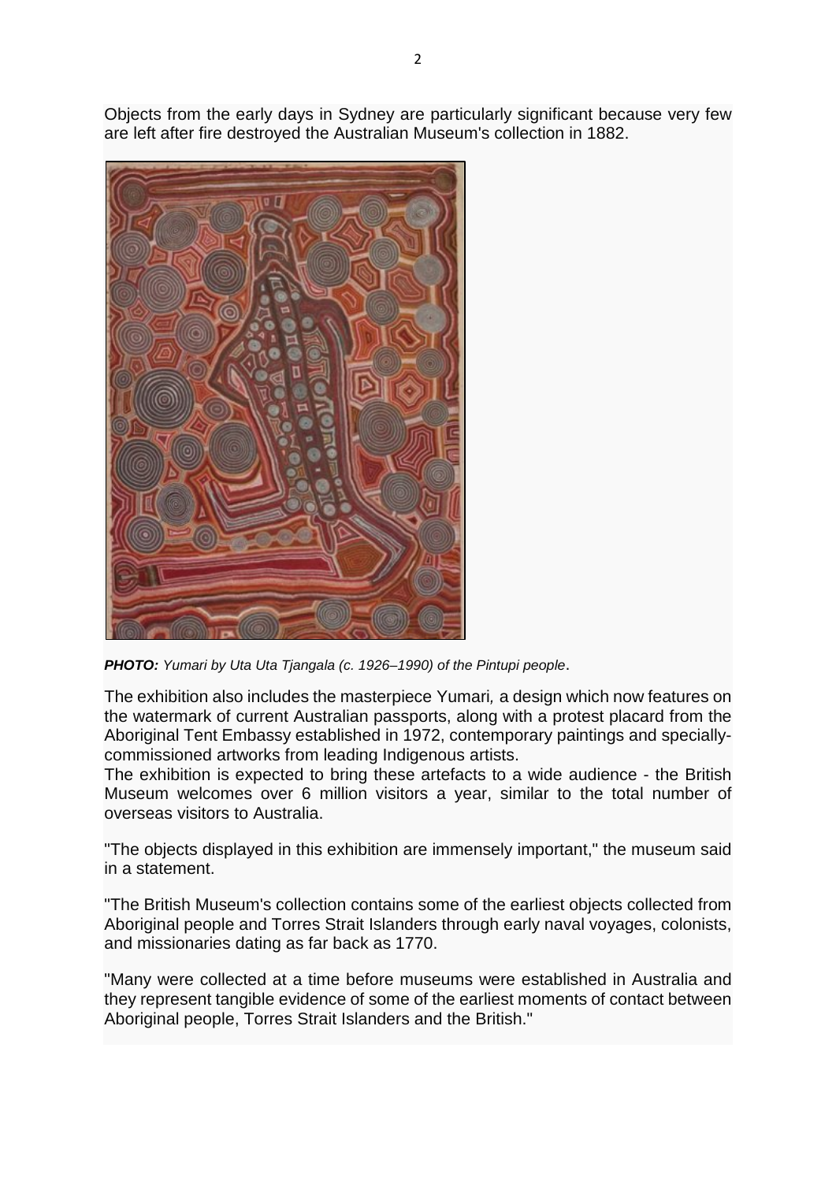Objects from the early days in Sydney are particularly significant because very few are left after fire destroyed the Australian Museum's collection in 1882.

***PHOTO:*** *Yumari by Uta Uta Tjangala (c. 1926–1990) of the Pintupi people*.

The exhibition also includes the masterpiece Yumari*,* a design which now features on the watermark of current Australian passports, along with a protest placard from the Aboriginal Tent Embassy established in 1972, contemporary paintings and specially-commissioned artworks from leading Indigenous artists.

The exhibition is expected to bring these artefacts to a wide audience - the British Museum welcomes over 6 million visitors a year, similar to the total number of overseas visitors to Australia.

"The objects displayed in this exhibition are immensely important," the museum said in a statement.

"The British Museum's collection contains some of the earliest objects collected from Aboriginal people and Torres Strait Islanders through early naval voyages, colonists, and missionaries dating as far back as 1770.

"Many were collected at a time before museums were established in Australia and they represent tangible evidence of some of the earliest moments of contact between Aboriginal people, Torres Strait Islanders and the British."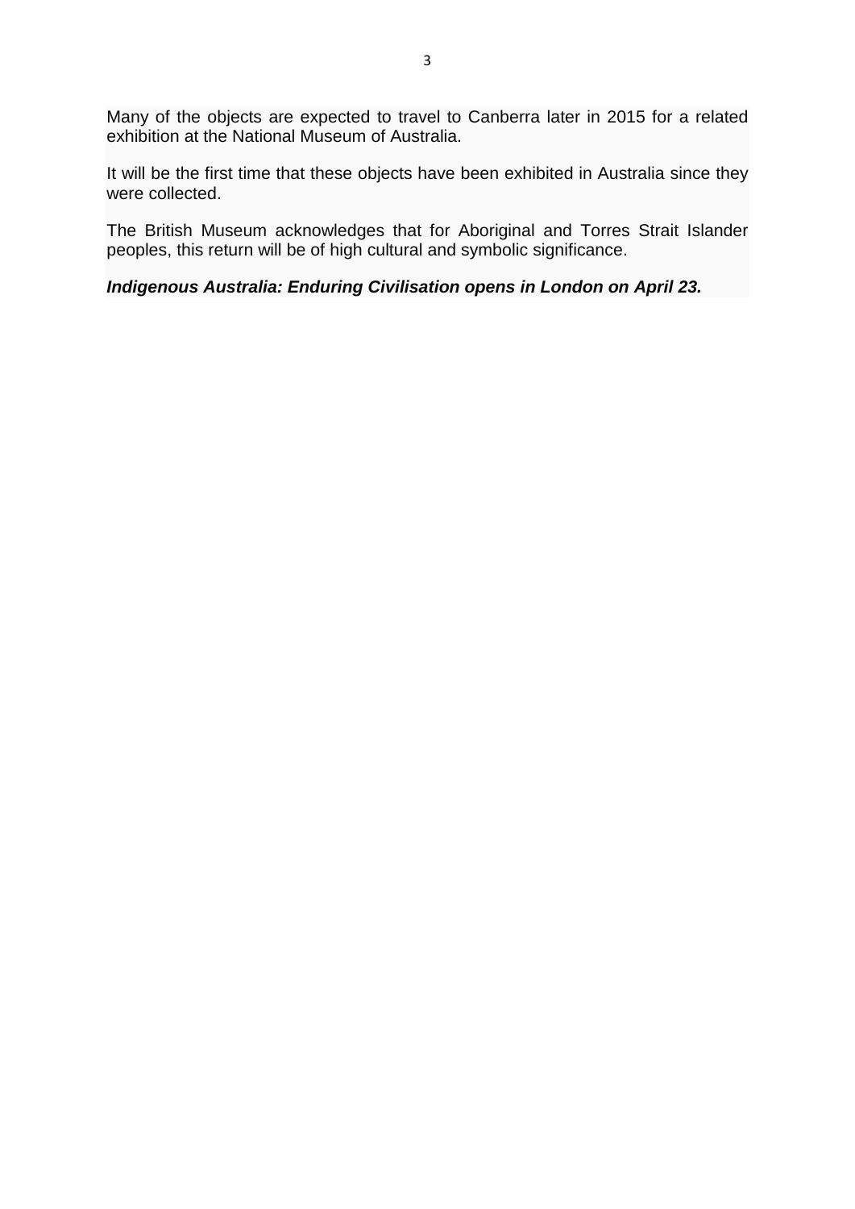Many of the objects are expected to travel to Canberra later in 2015 for a related exhibition at the National Museum of Australia.

It will be the first time that these objects have been exhibited in Australia since they were collected.

The British Museum acknowledges that for Aboriginal and Torres Strait Islander peoples, this return will be of high cultural and symbolic significance.

***Indigenous Australia: Enduring Civilisation opens in London on April 23.***